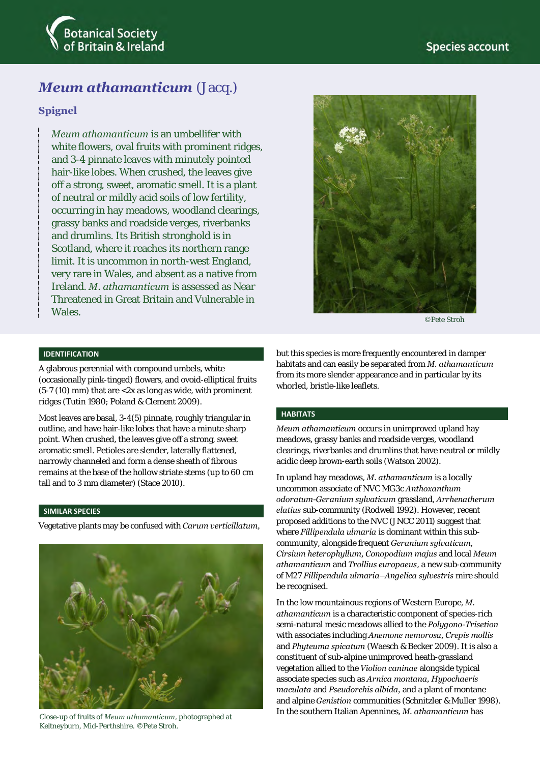# *Meum athamanticum* (Jacq.)

## Spignel

*Meum athamanticum* is an umbellifer with white flowers, oval fruits with prominent ridges, and 3-4 pinnate leaves with minutely pointed hair-like lobes. When crushed, the leaves give off a strong, sweet, aromatic smell. It is a plant of neutral or mildly acid soils of low fertility, occurring in hay meadows, woodland clearings, grassy banks and roadside verges, riverbanks and drumlins. Its British stronghold is in Scotland, where it reaches its northern range limit. It is uncommon in north-west England, very rare in Wales, and absent as a native from Ireland. *M. athamanticum* is assessed as Near Threatened in Great Britain and Vulnerable in Wales.

©Pete Stroh

### IDENTIFICATION

A glabrous perennial with compound umbels, white (occasionally pink-tinged) flowers, and ovoid-elliptical fruits (5-7 (10) mm) that are <2x as long as wide, with prominent ridges (Tutin 1980; Poland & Clement 2009).

Most leaves are basal, 3-4(5) pinnate, roughly triangular in outline, and have hair-like lobes that have a minute sharp point. When crushed, the leaves give off a strong, sweet aromatic smell. Petioles are slender, laterally flattened, narrowly channeled and form a dense sheath of fibrous remains at the base of the hollow striate stems (up to 60 cm tall and to 3 mm diameter) (Stace 2010).

### SIMILAR SPECIES

Vegetative plants may be confused with *Carum verticillatum*, but this species is more frequently encountered in damper habitats and can easily be separated from *M. athamanticum* from its more slender appearance and in particular by its whorled, bristle-like leaflets.

Close-up of fruits of *Meum athamanticum*, photographed at Keltneyburn, Mid-Perthshire. ©Pete Stroh.

### HABITATS

*Meum athamanticum* occurs in unimproved upland hay meadows, grassy banks and roadside verges, woodland clearings, riverbanks and drumlins that have neutral or mildly acidic deep brown-earth soils (Watson 2002).

In upland hay meadows, *M. athamanticum* is a locally uncommon associate of NVC MG3c *Anthoxanthum odoratum-Geranium sylvaticum* grassland, *Arrhenatherum elatius* sub-community (Rodwell 1992). However, recent proposed additions to the NVC (JNCC 2011) suggest that where *Fillipendula ulmaria* is dominant within this sub-community, alongside frequent *Geranium sylvaticum*, *Cirsium heterophyllum*, *Conopodium majus* and local *Meum athamanticum* and *Trollius europaeus*, a new sub-community of M27 *Fillipendula ulmaria–Angelica sylvestris* mire should be recognised.

In the low mountainous regions of Western Europe, *M. athamanticum* is a characteristic component of species-rich semi-natural mesic meadows allied to the *Polygono-Trisetion* with associates including *Anemone nemorosa*, *Crepis mollis* and *Phyteuma spicatum* (Waesch & Becker 2009). It is also a constituent of sub-alpine unimproved heath-grassland vegetation allied to the *Violion caninae* alongside typical associate species such as *Arnica montana*, *Hypochaeris maculata* and *Pseudorchis albida*, and a plant of montane and alpine *Genistion* communities (Schnitzler & Muller 1998). In the southern Italian Apennines, *M. athamanticum* has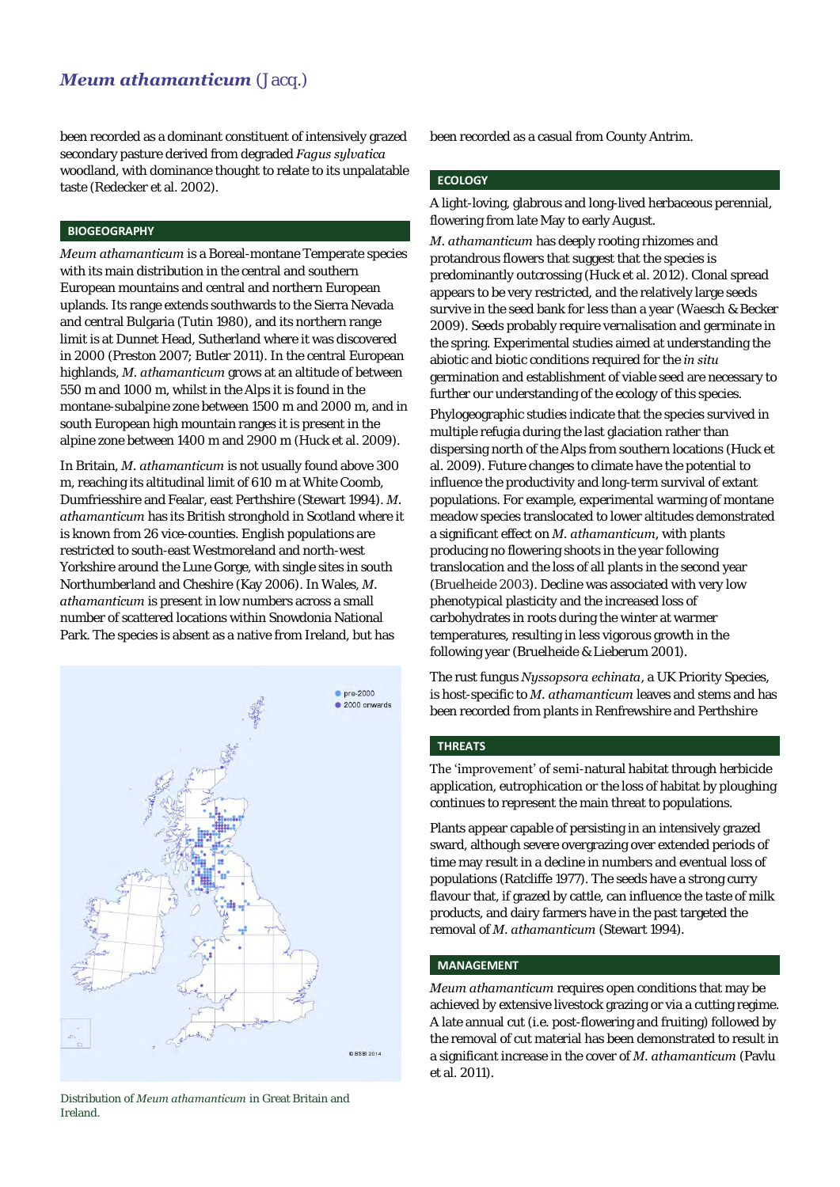been recorded as a dominant constituent of intensively grazed secondary pasture derived from degraded *Fagus sylvatica* woodland, with dominance thought to relate to its unpalatable taste (Redecker et al. 2002).

## BIOGEOGRAPHY

*Meum athamanticum* is a Boreal-montane Temperate species with its main distribution in the central and southern European mountains and central and northern European uplands. Its range extends southwards to the Sierra Nevada and central Bulgaria (Tutin 1980), and its northern range limit is at Dunnet Head, Sutherland where it was discovered in 2000 (Preston 2007; Butler 2011). In the central European highlands, *M. athamanticum* grows at an altitude of between 550 m and 1000 m, whilst in the Alps it is found in the montane-subalpine zone between 1500 m and 2000 m, and in south European high mountain ranges it is present in the alpine zone between 1400 m and 2900 m (Huck et al. 2009).

In Britain, *M. athamanticum* is not usually found above 300 m, reaching its altitudinal limit of 610 m at White Coomb, Dumfriesshire and Fealar, east Perthshire (Stewart 1994). *M. athamanticum* has its British stronghold in Scotland where it is known from 26 vice-counties. English populations are restricted to south-east Westmoreland and north-west Yorkshire around the Lune Gorge, with single sites in south Northumberland and Cheshire (Kay 2006). In Wales, *M. athamanticum* is present in low numbers across a small number of scattered locations within Snowdonia National Park. The species is absent as a native from Ireland, but has been recorded as a casual from County Antrim.

Distribution of *Meum athamanticum* in Great Britain and Ireland.

## ECOLOGY

A light-loving, glabrous and long-lived herbaceous perennial, flowering from late May to early August.

*M. athamanticum* has deeply rooting rhizomes and protandrous flowers that suggest that the species is predominantly outcrossing (Huck et al. 2012). Clonal spread appears to be very restricted, and the relatively large seeds survive in the seed bank for less than a year (Waesch & Becker 2009). Seeds probably require vernalisation and germinate in the spring. Experimental studies aimed at understanding the abiotic and biotic conditions required for the *in situ* germination and establishment of viable seed are necessary to further our understanding of the ecology of this species.

Phylogeographic studies indicate that the species survived in multiple refugia during the last glaciation rather than dispersing north of the Alps from southern locations (Huck et al. 2009). Future changes to climate have the potential to influence the productivity and long-term survival of extant populations. For example, experimental warming of montane meadow species translocated to lower altitudes demonstrated a significant effect on *M. athamanticum*, with plants producing no flowering shoots in the year following translocation and the loss of all plants in the second year (Bruelheide 2003). Decline was associated with very low phenotypical plasticity and the increased loss of carbohydrates in roots during the winter at warmer temperatures, resulting in less vigorous growth in the following year (Bruelheide & Lieberum 2001).

The rust fungus *Nyssopsora echinata*, a UK Priority Species, is host-specific to *M. athamanticum* leaves and stems and has been recorded from plants in Renfrewshire and Perthshire

## THREATS

The 'improvement' of semi-natural habitat through herbicide application, eutrophication or the loss of habitat by ploughing continues to represent the main threat to populations.

Plants appear capable of persisting in an intensively grazed sward, although severe overgrazing over extended periods of time may result in a decline in numbers and eventual loss of populations (Ratcliffe 1977). The seeds have a strong curry flavour that, if grazed by cattle, can influence the taste of milk products, and dairy farmers have in the past targeted the removal of *M. athamanticum* (Stewart 1994).

## MANAGEMENT

*Meum athamanticum* requires open conditions that may be achieved by extensive livestock grazing or via a cutting regime. A late annual cut (i.e. post-flowering and fruiting) followed by the removal of cut material has been demonstrated to result in a significant increase in the cover of *M. athamanticum* (Pavlu et al. 2011).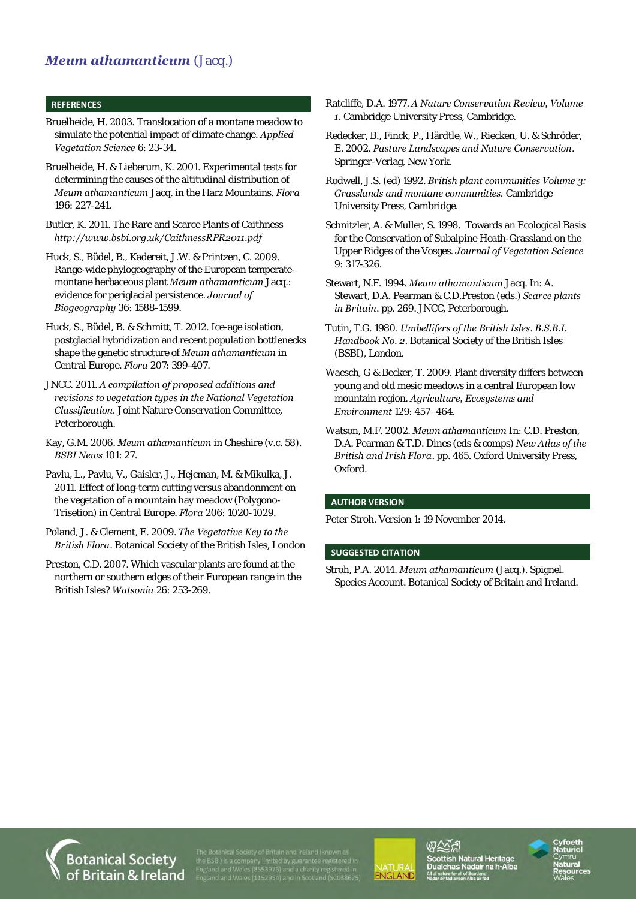# *Meum athamanticum* (Jacq.)

## REFERENCES

Bruelheide, H. 2003. Translocation of a montane meadow to simulate the potential impact of climate change. *Applied Vegetation Science* 6: 23-34.

Bruelheide, H. & Lieberum, K. 2001. Experimental tests for determining the causes of the altitudinal distribution of *Meum athamanticum* Jacq. in the Harz Mountains. *Flora* 196: 227-241.

Butler, K. 2011. The Rare and Scarce Plants of Caithness *http://www.bsbi.org.uk/CaithnessRPR2011.pdf*

Huck, S., Büdel, B., Kadereit, J.W. & Printzen, C. 2009. Range-wide phylogeography of the European temperate-montane herbaceous plant *Meum athamanticum* Jacq.: evidence for periglacial persistence. *Journal of Biogeography* 36: 1588-1599.

Huck, S., Büdel, B. & Schmitt, T. 2012. Ice-age isolation, postglacial hybridization and recent population bottlenecks shape the genetic structure of *Meum athamanticum* in Central Europe. *Flora* 207: 399-407.

JNCC. 2011. *A compilation of proposed additions and revisions to vegetation types in the National Vegetation Classification*. Joint Nature Conservation Committee, Peterborough.

Kay, G.M. 2006. *Meum athamanticum* in Cheshire (v.c. 58). *BSBI News* 101: 27.

Pavlu, L., Pavlu, V., Gaisler, J., Hejcman, M. & Mikulka, J. 2011. Effect of long-term cutting versus abandonment on the vegetation of a mountain hay meadow (Polygono-Trisetion) in Central Europe. *Flora* 206: 1020-1029.

Poland, J. & Clement, E. 2009. *The Vegetative Key to the British Flora*. Botanical Society of the British Isles, London

Preston, C.D. 2007. Which vascular plants are found at the northern or southern edges of their European range in the British Isles? *Watsonia* 26: 253-269.

Ratcliffe, D.A. 1977. *A Nature Conservation Review, Volume 1*. Cambridge University Press, Cambridge.

Redecker, B., Finck, P., Härdtle, W., Riecken, U. & Schröder, E. 2002. *Pasture Landscapes and Nature Conservation*. Springer-Verlag, New York.

Rodwell, J.S. (ed) 1992. *British plant communities Volume 3: Grasslands and montane communities*. Cambridge University Press, Cambridge.

Schnitzler, A. & Muller, S. 1998. Towards an Ecological Basis for the Conservation of Subalpine Heath-Grassland on the Upper Ridges of the Vosges. *Journal of Vegetation Science* 9: 317-326.

Stewart, N.F. 1994. *Meum athamanticum* Jacq. In: A. Stewart, D.A. Pearman & C.D.Preston (eds.) *Scarce plants in Britain*. pp. 269. JNCC, Peterborough.

Tutin, T.G. 1980. *Umbellifers of the British Isles. B.S.B.I. Handbook No. 2*. Botanical Society of the British Isles (BSBI), London.

Waesch, G & Becker, T. 2009. Plant diversity differs between young and old mesic meadows in a central European low mountain region. *Agriculture, Ecosystems and Environment* 129: 457–464.

Watson, M.F. 2002. *Meum athamanticum* In: C.D. Preston, D.A. Pearman & T.D. Dines (eds & comps) *New Atlas of the British and Irish Flora*. pp. 465. Oxford University Press, Oxford.

## AUTHOR VERSION

Peter Stroh. Version 1: 19 November 2014.

## SUGGESTED CITATION

Stroh, P.A. 2014. *Meum athamanticum* (Jacq.). Spignel. Species Account. Botanical Society of Britain and Ireland.

Botanical Society of Britain & Ireland

The Botanical Society of Britain and Ireland (known as the BSBI) is a company limited by guarantee registered in England and Wales (8553976) and a charity registered in England and Wales (1152954) and in Scotland (SC038675)

NATURAL ENGLAND

Scottish Natural Heritage
Dualchas Nàdair na h-Alba
All of nature for all of Scotland
Nàdar air fad airson Alba air fad

Cyfoeth Naturiol Cymru
Natural Resources Wales